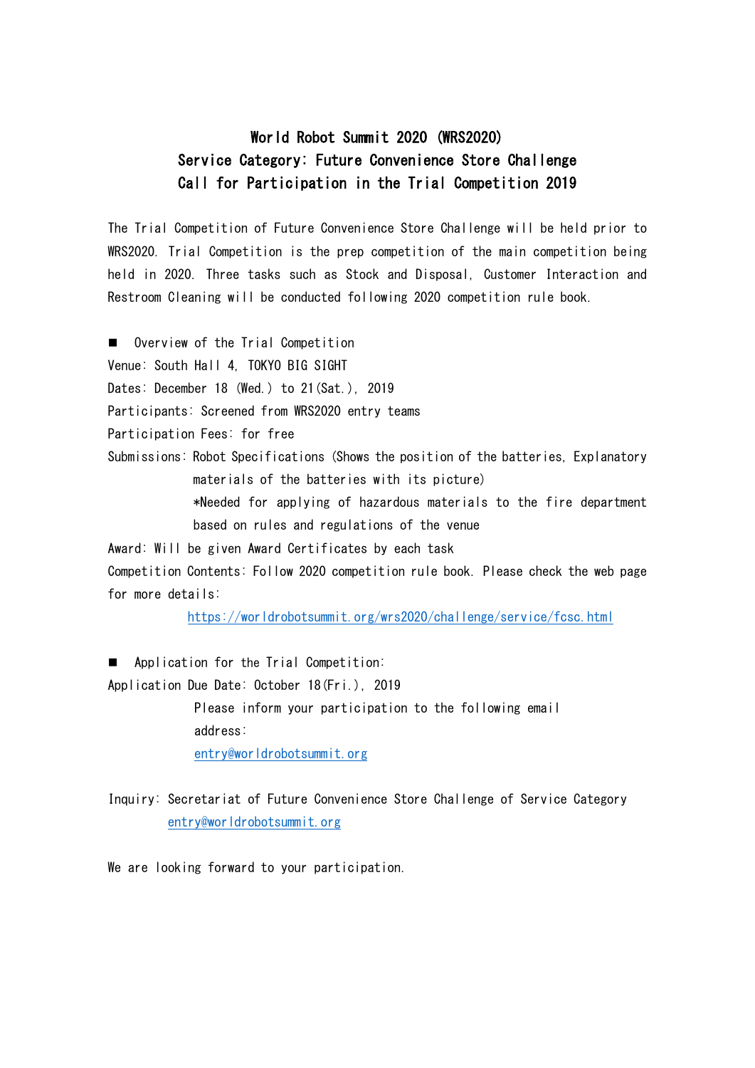# World Robot Summit 2020 (WRS2020)
# Service Category: Future Convenience Store Challenge
# Call for Participation in the Trial Competition 2019

The Trial Competition of Future Convenience Store Challenge will be held prior to WRS2020. Trial Competition is the prep competition of the main competition being held in 2020. Three tasks such as Stock and Disposal, Customer Interaction and Restroom Cleaning will be conducted following 2020 competition rule book.

■ Overview of the Trial Competition

Venue: South Hall 4, TOKYO BIG SIGHT

Dates: December 18 (Wed.) to 21(Sat.), 2019

Participants: Screened from WRS2020 entry teams

Participation Fees: for free

Submissions: Robot Specifications (Shows the position of the batteries, Explanatory materials of the batteries with its picture)

*Needed for applying of hazardous materials to the fire department based on rules and regulations of the venue

Award: Will be given Award Certificates by each task

Competition Contents: Follow 2020 competition rule book. Please check the web page for more details:

https://worldrobotsummit.org/wrs2020/challenge/service/fcsc.html

■ Application for the Trial Competition:

Application Due Date: October 18(Fri.), 2019

Please inform your participation to the following email address:

entry@worldrobotsummit.org

Inquiry: Secretariat of Future Convenience Store Challenge of Service Category

entry@worldrobotsummit.org

We are looking forward to your participation.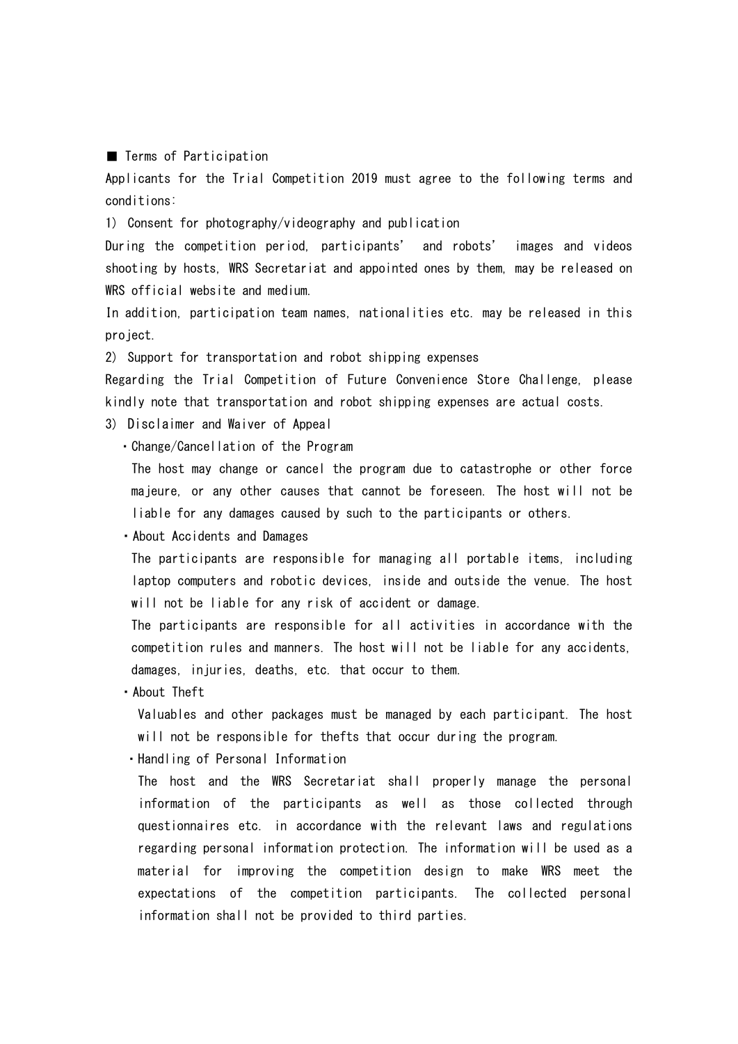■ Terms of Participation

Applicants for the Trial Competition 2019 must agree to the following terms and conditions:

1) Consent for photography/videography and publication

During the competition period, participants' and robots' images and videos shooting by hosts, WRS Secretariat and appointed ones by them, may be released on WRS official website and medium.

In addition, participation team names, nationalities etc. may be released in this project.

2) Support for transportation and robot shipping expenses

Regarding the Trial Competition of Future Convenience Store Challenge, please kindly note that transportation and robot shipping expenses are actual costs.

3) Disclaimer and Waiver of Appeal

- Change/Cancellation of the Program

  The host may change or cancel the program due to catastrophe or other force majeure, or any other causes that cannot be foreseen. The host will not be liable for any damages caused by such to the participants or others.

- About Accidents and Damages

  The participants are responsible for managing all portable items, including laptop computers and robotic devices, inside and outside the venue. The host will not be liable for any risk of accident or damage.

  The participants are responsible for all activities in accordance with the competition rules and manners. The host will not be liable for any accidents, damages, injuries, deaths, etc. that occur to them.

- About Theft

  Valuables and other packages must be managed by each participant. The host will not be responsible for thefts that occur during the program.

- Handling of Personal Information

  The host and the WRS Secretariat shall properly manage the personal information of the participants as well as those collected through questionnaires etc. in accordance with the relevant laws and regulations regarding personal information protection. The information will be used as a material for improving the competition design to make WRS meet the expectations of the competition participants. The collected personal information shall not be provided to third parties.